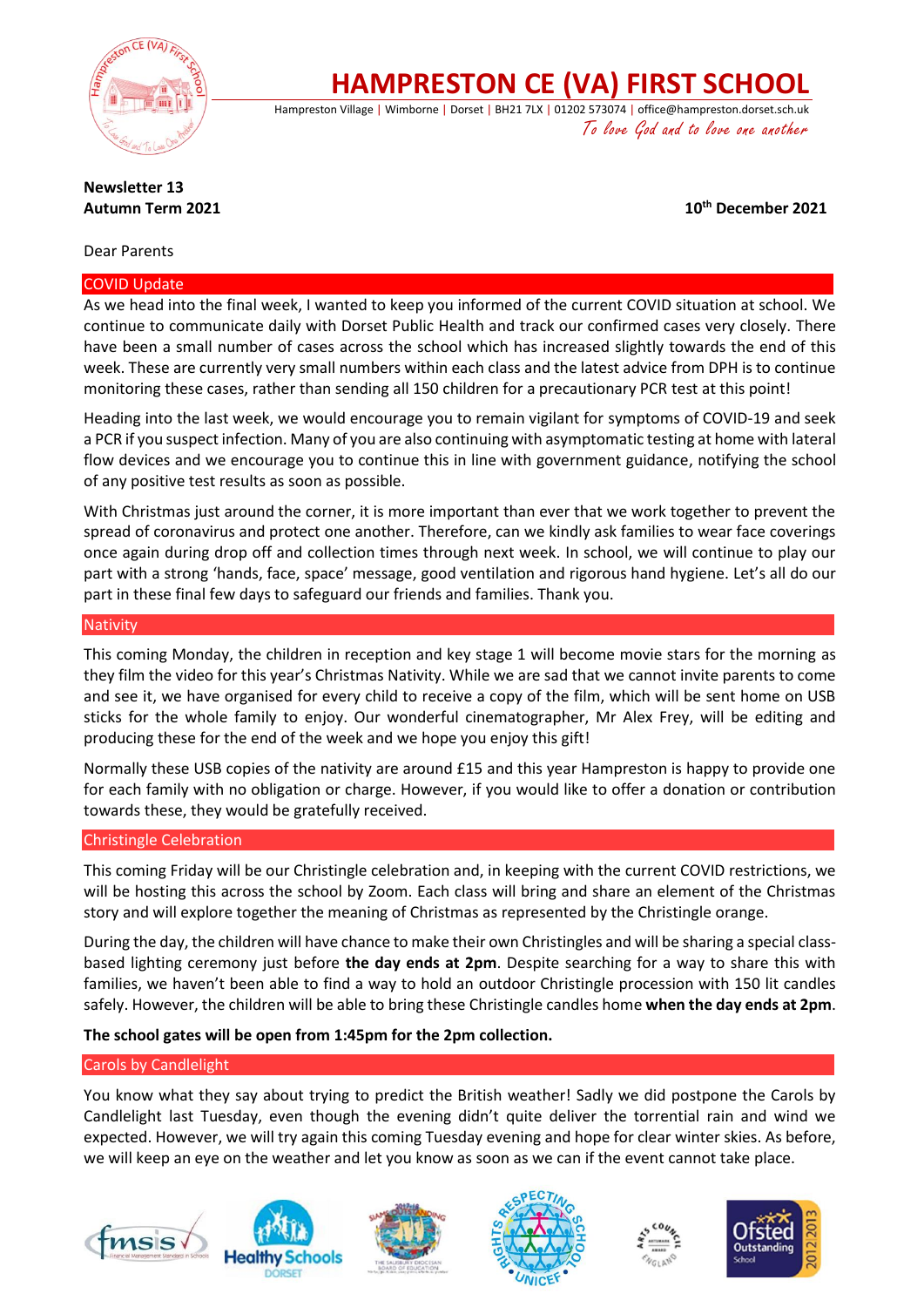# HAMPRESTON CE (VA) FIRST SCHOOL

Hampreston Village | Wimborne | Dorset | BH21 7LX | 01202 573074 | office@hampreston.dorset.sch.uk

*To love God and to love one another*

**Newsletter 13**
**Autumn Term 2021**

**10th December 2021**

Dear Parents

## COVID Update

As we head into the final week, I wanted to keep you informed of the current COVID situation at school. We continue to communicate daily with Dorset Public Health and track our confirmed cases very closely. There have been a small number of cases across the school which has increased slightly towards the end of this week. These are currently very small numbers within each class and the latest advice from DPH is to continue monitoring these cases, rather than sending all 150 children for a precautionary PCR test at this point!

Heading into the last week, we would encourage you to remain vigilant for symptoms of COVID-19 and seek a PCR if you suspect infection. Many of you are also continuing with asymptomatic testing at home with lateral flow devices and we encourage you to continue this in line with government guidance, notifying the school of any positive test results as soon as possible.

With Christmas just around the corner, it is more important than ever that we work together to prevent the spread of coronavirus and protect one another. Therefore, can we kindly ask families to wear face coverings once again during drop off and collection times through next week. In school, we will continue to play our part with a strong 'hands, face, space' message, good ventilation and rigorous hand hygiene. Let's all do our part in these final few days to safeguard our friends and families. Thank you.

## Nativity

This coming Monday, the children in reception and key stage 1 will become movie stars for the morning as they film the video for this year's Christmas Nativity. While we are sad that we cannot invite parents to come and see it, we have organised for every child to receive a copy of the film, which will be sent home on USB sticks for the whole family to enjoy. Our wonderful cinematographer, Mr Alex Frey, will be editing and producing these for the end of the week and we hope you enjoy this gift!

Normally these USB copies of the nativity are around £15 and this year Hampreston is happy to provide one for each family with no obligation or charge. However, if you would like to offer a donation or contribution towards these, they would be gratefully received.

## Christingle Celebration

This coming Friday will be our Christingle celebration and, in keeping with the current COVID restrictions, we will be hosting this across the school by Zoom. Each class will bring and share an element of the Christmas story and will explore together the meaning of Christmas as represented by the Christingle orange.

During the day, the children will have chance to make their own Christingles and will be sharing a special class-based lighting ceremony just before **the day ends at 2pm**. Despite searching for a way to share this with families, we haven't been able to find a way to hold an outdoor Christingle procession with 150 lit candles safely. However, the children will be able to bring these Christingle candles home **when the day ends at 2pm**.

**The school gates will be open from 1:45pm for the 2pm collection.**

## Carols by Candlelight

You know what they say about trying to predict the British weather! Sadly we did postpone the Carols by Candlelight last Tuesday, even though the evening didn't quite deliver the torrential rain and wind we expected. However, we will try again this coming Tuesday evening and hope for clear winter skies. As before, we will keep an eye on the weather and let you know as soon as we can if the event cannot take place.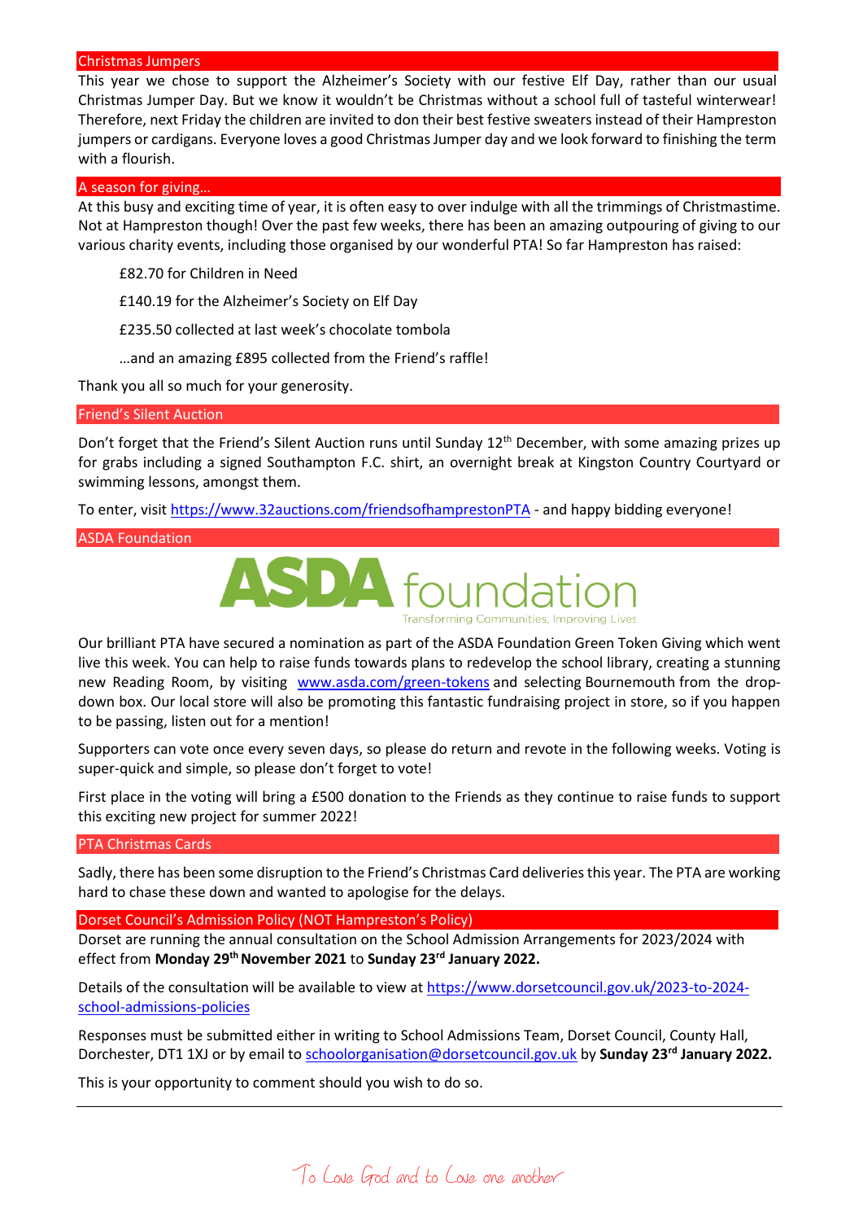## Christmas Jumpers

This year we chose to support the Alzheimer's Society with our festive Elf Day, rather than our usual Christmas Jumper Day. But we know it wouldn't be Christmas without a school full of tasteful winterwear! Therefore, next Friday the children are invited to don their best festive sweaters instead of their Hampreston jumpers or cardigans. Everyone loves a good Christmas Jumper day and we look forward to finishing the term with a flourish.

## A season for giving…

At this busy and exciting time of year, it is often easy to over indulge with all the trimmings of Christmastime. Not at Hampreston though! Over the past few weeks, there has been an amazing outpouring of giving to our various charity events, including those organised by our wonderful PTA! So far Hampreston has raised:

£82.70 for Children in Need

£140.19 for the Alzheimer's Society on Elf Day

£235.50 collected at last week's chocolate tombola

…and an amazing £895 collected from the Friend's raffle!

Thank you all so much for your generosity.

## Friend's Silent Auction

Don't forget that the Friend's Silent Auction runs until Sunday 12th December, with some amazing prizes up for grabs including a signed Southampton F.C. shirt, an overnight break at Kingston Country Courtyard or swimming lessons, amongst them.

To enter, visit https://www.32auctions.com/friendsofhamprestonPTA - and happy bidding everyone!

## ASDA Foundation

ASDA foundation
Transforming Communities, Improving Lives

Our brilliant PTA have secured a nomination as part of the ASDA Foundation Green Token Giving which went live this week. You can help to raise funds towards plans to redevelop the school library, creating a stunning new Reading Room, by visiting www.asda.com/green-tokens and selecting Bournemouth from the drop-down box. Our local store will also be promoting this fantastic fundraising project in store, so if you happen to be passing, listen out for a mention!

Supporters can vote once every seven days, so please do return and revote in the following weeks. Voting is super-quick and simple, so please don't forget to vote!

First place in the voting will bring a £500 donation to the Friends as they continue to raise funds to support this exciting new project for summer 2022!

## PTA Christmas Cards

Sadly, there has been some disruption to the Friend's Christmas Card deliveries this year. The PTA are working hard to chase these down and wanted to apologise for the delays.

## Dorset Council's Admission Policy (NOT Hampreston's Policy)

Dorset are running the annual consultation on the School Admission Arrangements for 2023/2024 with effect from **Monday 29th November 2021** to **Sunday 23rd January 2022.**

Details of the consultation will be available to view at https://www.dorsetcouncil.gov.uk/2023-to-2024-school-admissions-policies

Responses must be submitted either in writing to School Admissions Team, Dorset Council, County Hall, Dorchester, DT1 1XJ or by email to schoolorganisation@dorsetcouncil.gov.uk by **Sunday 23rd January 2022.**

This is your opportunity to comment should you wish to do so.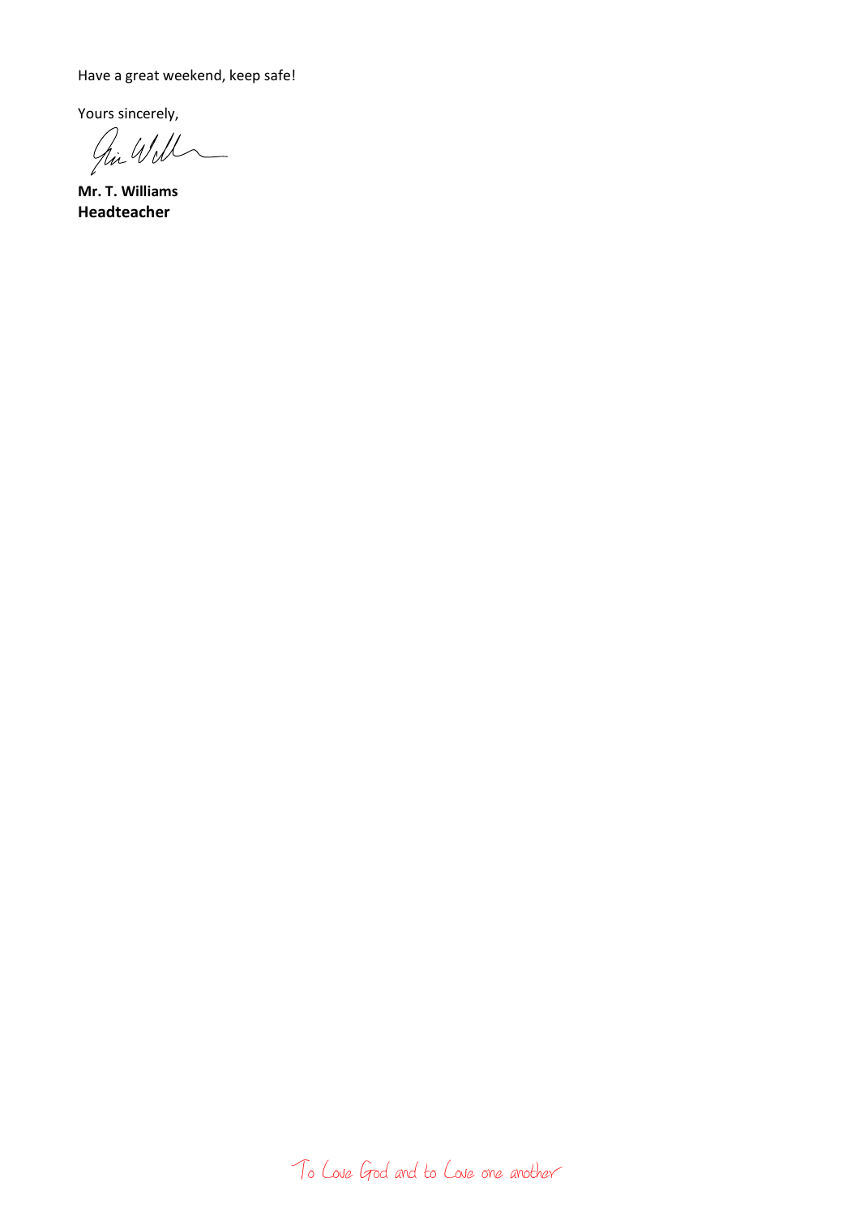Have a great weekend, keep safe!

Yours sincerely,

**Mr. T. Williams**
**Headteacher**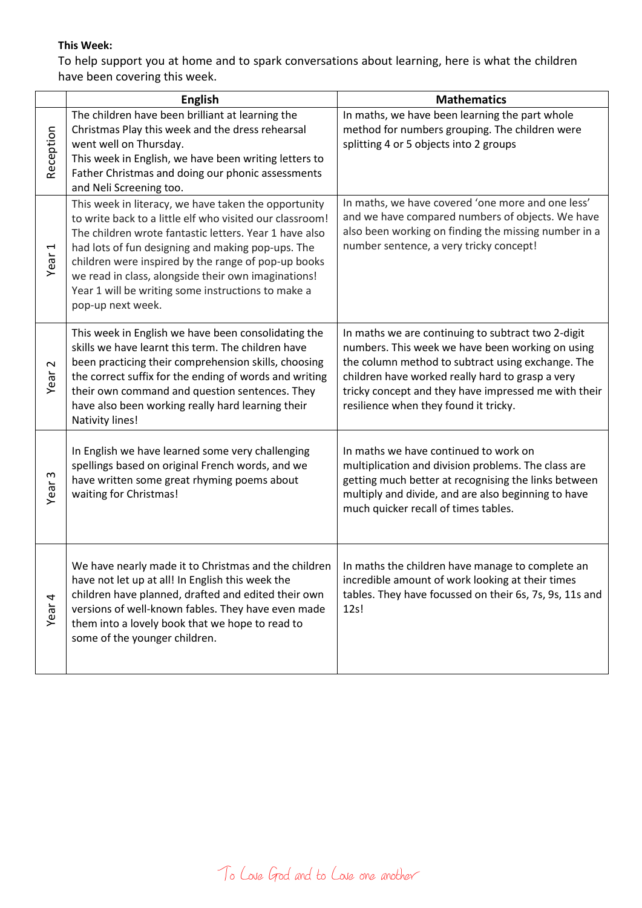**This Week:**

To help support you at home and to spark conversations about learning, here is what the children have been covering this week.

| | English | Mathematics |
|---|---|---|
| Reception | The children have been brilliant at learning the Christmas Play this week and the dress rehearsal went well on Thursday.<br>This week in English, we have been writing letters to Father Christmas and doing our phonic assessments and Neli Screening too. | In maths, we have been learning the part whole method for numbers grouping. The children were splitting 4 or 5 objects into 2 groups |
| Year 1 | This week in literacy, we have taken the opportunity to write back to a little elf who visited our classroom! The children wrote fantastic letters. Year 1 have also had lots of fun designing and making pop-ups. The children were inspired by the range of pop-up books we read in class, alongside their own imaginations! Year 1 will be writing some instructions to make a pop-up next week. | In maths, we have covered 'one more and one less' and we have compared numbers of objects. We have also been working on finding the missing number in a number sentence, a very tricky concept! |
| Year 2 | This week in English we have been consolidating the skills we have learnt this term. The children have been practicing their comprehension skills, choosing the correct suffix for the ending of words and writing their own command and question sentences. They have also been working really hard learning their Nativity lines! | In maths we are continuing to subtract two 2-digit numbers. This week we have been working on using the column method to subtract using exchange. The children have worked really hard to grasp a very tricky concept and they have impressed me with their resilience when they found it tricky. |
| Year 3 | In English we have learned some very challenging spellings based on original French words, and we have written some great rhyming poems about waiting for Christmas! | In maths we have continued to work on multiplication and division problems. The class are getting much better at recognising the links between multiply and divide, and are also beginning to have much quicker recall of times tables. |
| Year 4 | We have nearly made it to Christmas and the children have not let up at all! In English this week the children have planned, drafted and edited their own versions of well-known fables. They have even made them into a lovely book that we hope to read to some of the younger children. | In maths the children have manage to complete an incredible amount of work looking at their times tables. They have focussed on their 6s, 7s, 9s, 11s and 12s! |

To Love God and to Love one another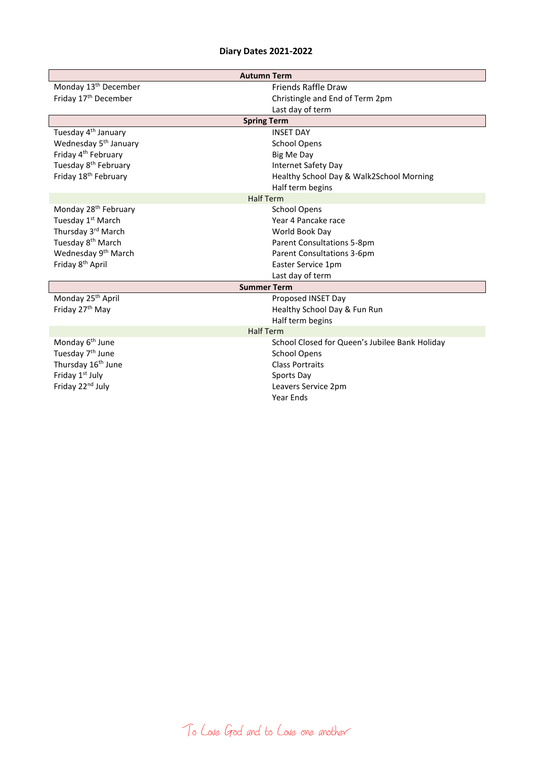**Diary Dates 2021-2022**

| | |
|---|---|
| **Autumn Term** | |
| Monday 13th December | Friends Raffle Draw |
| Friday 17th December | Christingle and End of Term 2pm |
| | Last day of term |
| **Spring Term** | |
| Tuesday 4th January | INSET DAY |
| Wednesday 5th January | School Opens |
| Friday 4th February | Big Me Day |
| Tuesday 8th February | Internet Safety Day |
| Friday 18th February | Healthy School Day & Walk2School Morning |
| | Half term begins |
| Half Term | |
| Monday 28th February | School Opens |
| Tuesday 1st March | Year 4 Pancake race |
| Thursday 3rd March | World Book Day |
| Tuesday 8th March | Parent Consultations 5-8pm |
| Wednesday 9th March | Parent Consultations 3-6pm |
| Friday 8th April | Easter Service 1pm |
| | Last day of term |
| **Summer Term** | |
| Monday 25th April | Proposed INSET Day |
| Friday 27th May | Healthy School Day & Fun Run |
| | Half term begins |
| Half Term | |
| Monday 6th June | School Closed for Queen's Jubilee Bank Holiday |
| Tuesday 7th June | School Opens |
| Thursday 16th June | Class Portraits |
| Friday 1st July | Sports Day |
| Friday 22nd July | Leavers Service 2pm |
| | Year Ends |

To Love God and to Love one another